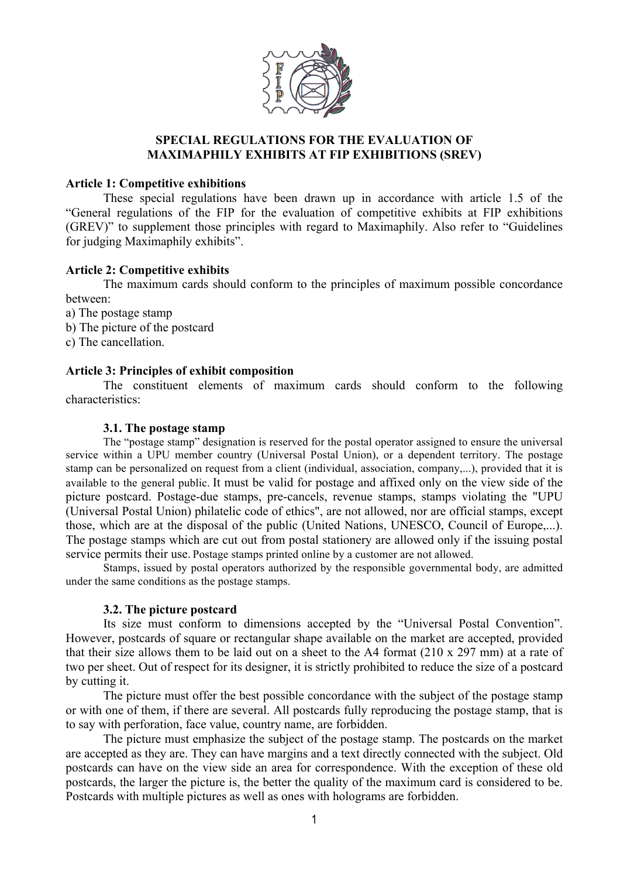# SPECIAL REGULATIONS FOR THE EVALUATION OF MAXIMAPHILY EXHIBITS AT FIP EXHIBITIONS (SREV)

**Article 1: Competitive exhibitions**

These special regulations have been drawn up in accordance with article 1.5 of the "General regulations of the FIP for the evaluation of competitive exhibits at FIP exhibitions (GREV)" to supplement those principles with regard to Maximaphily. Also refer to "Guidelines for judging Maximaphily exhibits".

**Article 2: Competitive exhibits**

The maximum cards should conform to the principles of maximum possible concordance between:

a) The postage stamp
b) The picture of the postcard
c) The cancellation.

**Article 3: Principles of exhibit composition**

The constituent elements of maximum cards should conform to the following characteristics:

**3.1. The postage stamp**

The "postage stamp" designation is reserved for the postal operator assigned to ensure the universal service within a UPU member country (Universal Postal Union), or a dependent territory. The postage stamp can be personalized on request from a client (individual, association, company,...), provided that it is available to the general public. It must be valid for postage and affixed only on the view side of the picture postcard. Postage-due stamps, pre-cancels, revenue stamps, stamps violating the "UPU (Universal Postal Union) philatelic code of ethics", are not allowed, nor are official stamps, except those, which are at the disposal of the public (United Nations, UNESCO, Council of Europe,...). The postage stamps which are cut out from postal stationery are allowed only if the issuing postal service permits their use. Postage stamps printed online by a customer are not allowed.

Stamps, issued by postal operators authorized by the responsible governmental body, are admitted under the same conditions as the postage stamps.

**3.2. The picture postcard**

Its size must conform to dimensions accepted by the "Universal Postal Convention". However, postcards of square or rectangular shape available on the market are accepted, provided that their size allows them to be laid out on a sheet to the A4 format (210 x 297 mm) at a rate of two per sheet. Out of respect for its designer, it is strictly prohibited to reduce the size of a postcard by cutting it.

The picture must offer the best possible concordance with the subject of the postage stamp or with one of them, if there are several. All postcards fully reproducing the postage stamp, that is to say with perforation, face value, country name, are forbidden.

The picture must emphasize the subject of the postage stamp. The postcards on the market are accepted as they are. They can have margins and a text directly connected with the subject. Old postcards can have on the view side an area for correspondence. With the exception of these old postcards, the larger the picture is, the better the quality of the maximum card is considered to be. Postcards with multiple pictures as well as ones with holograms are forbidden.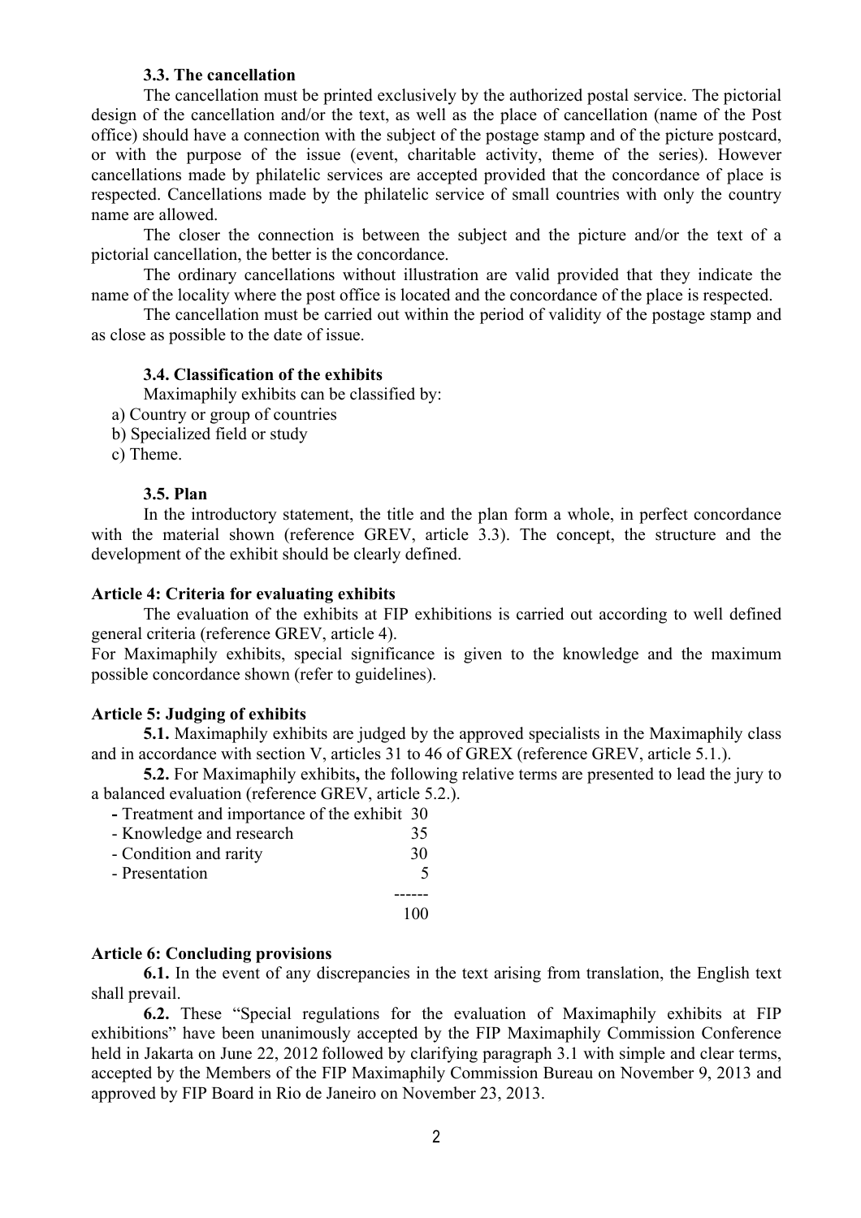### 3.3. The cancellation

The cancellation must be printed exclusively by the authorized postal service. The pictorial design of the cancellation and/or the text, as well as the place of cancellation (name of the Post office) should have a connection with the subject of the postage stamp and of the picture postcard, or with the purpose of the issue (event, charitable activity, theme of the series). However cancellations made by philatelic services are accepted provided that the concordance of place is respected. Cancellations made by the philatelic service of small countries with only the country name are allowed.

The closer the connection is between the subject and the picture and/or the text of a pictorial cancellation, the better is the concordance.

The ordinary cancellations without illustration are valid provided that they indicate the name of the locality where the post office is located and the concordance of the place is respected.

The cancellation must be carried out within the period of validity of the postage stamp and as close as possible to the date of issue.

### 3.4. Classification of the exhibits

Maximaphily exhibits can be classified by:

a) Country or group of countries
b) Specialized field or study
c) Theme.

### 3.5. Plan

In the introductory statement, the title and the plan form a whole, in perfect concordance with the material shown (reference GREV, article 3.3). The concept, the structure and the development of the exhibit should be clearly defined.

## Article 4: Criteria for evaluating exhibits

The evaluation of the exhibits at FIP exhibitions is carried out according to well defined general criteria (reference GREV, article 4).

For Maximaphily exhibits, special significance is given to the knowledge and the maximum possible concordance shown (refer to guidelines).

## Article 5: Judging of exhibits

**5.1.** Maximaphily exhibits are judged by the approved specialists in the Maximaphily class and in accordance with section V, articles 31 to 46 of GREX (reference GREV, article 5.1.).

**5.2.** For Maximaphily exhibits**,** the following relative terms are presented to lead the jury to a balanced evaluation (reference GREV, article 5.2.).

| | |
|---|---|
| - Treatment and importance of the exhibit | 30 |
| - Knowledge and research | 35 |
| - Condition and rarity | 30 |
| - Presentation | 5 |
| | 100 |

## Article 6: Concluding provisions

**6.1.** In the event of any discrepancies in the text arising from translation, the English text shall prevail.

**6.2.** These “Special regulations for the evaluation of Maximaphily exhibits at FIP exhibitions” have been unanimously accepted by the FIP Maximaphily Commission Conference held in Jakarta on June 22, 2012 followed by clarifying paragraph 3.1 with simple and clear terms, accepted by the Members of the FIP Maximaphily Commission Bureau on November 9, 2013 and approved by FIP Board in Rio de Janeiro on November 23, 2013.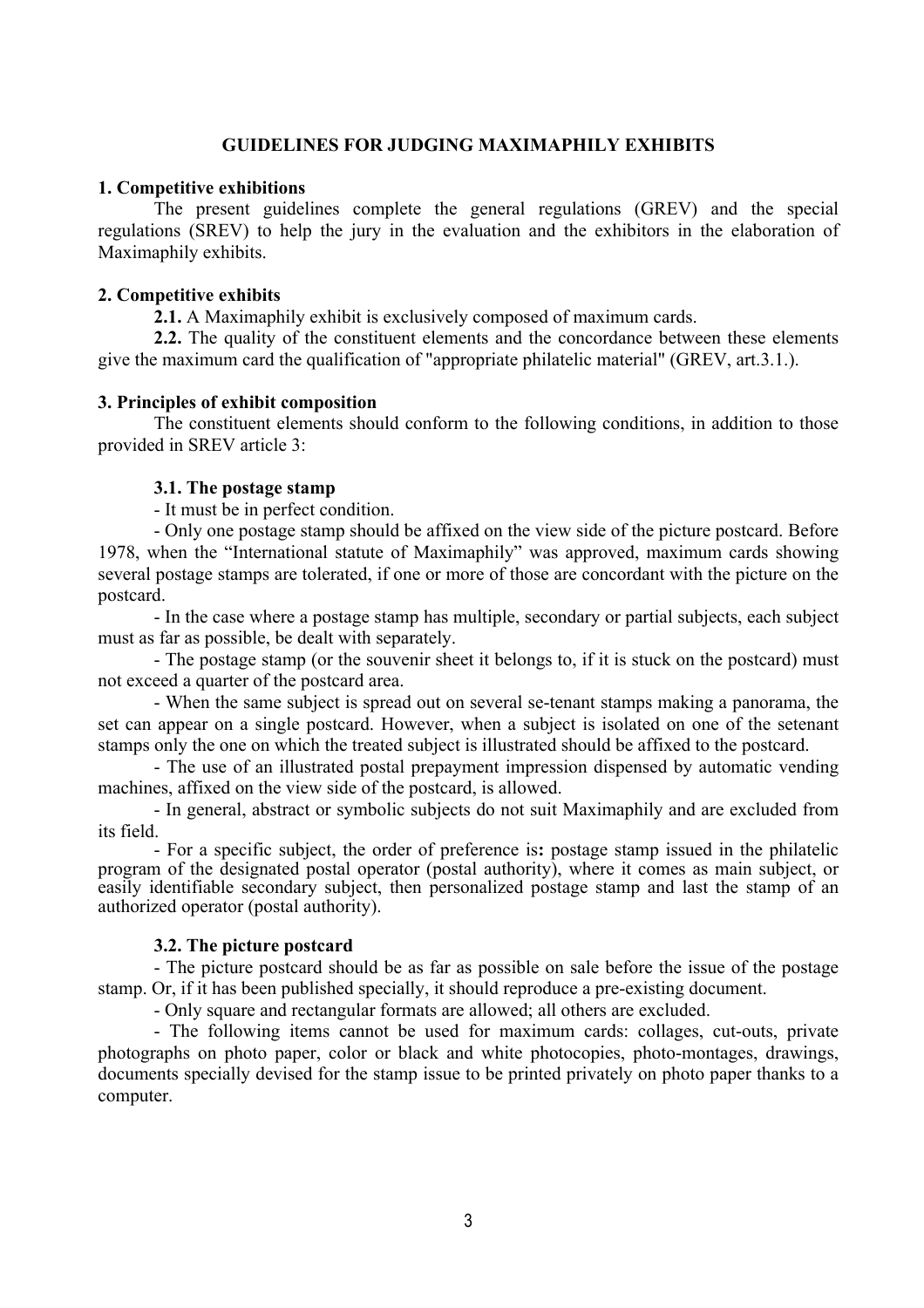# GUIDELINES FOR JUDGING MAXIMAPHILY EXHIBITS

## 1. Competitive exhibitions

The present guidelines complete the general regulations (GREV) and the special regulations (SREV) to help the jury in the evaluation and the exhibitors in the elaboration of Maximaphily exhibits.

## 2. Competitive exhibits

**2.1.** A Maximaphily exhibit is exclusively composed of maximum cards.

**2.2.** The quality of the constituent elements and the concordance between these elements give the maximum card the qualification of "appropriate philatelic material" (GREV, art.3.1.).

## 3. Principles of exhibit composition

The constituent elements should conform to the following conditions, in addition to those provided in SREV article 3:

### 3.1. The postage stamp

- It must be in perfect condition.
- Only one postage stamp should be affixed on the view side of the picture postcard. Before 1978, when the “International statute of Maximaphily” was approved, maximum cards showing several postage stamps are tolerated, if one or more of those are concordant with the picture on the postcard.
- In the case where a postage stamp has multiple, secondary or partial subjects, each subject must as far as possible, be dealt with separately.
- The postage stamp (or the souvenir sheet it belongs to, if it is stuck on the postcard) must not exceed a quarter of the postcard area.
- When the same subject is spread out on several se-tenant stamps making a panorama, the set can appear on a single postcard. However, when a subject is isolated on one of the setenant stamps only the one on which the treated subject is illustrated should be affixed to the postcard.
- The use of an illustrated postal prepayment impression dispensed by automatic vending machines, affixed on the view side of the postcard, is allowed.
- In general, abstract or symbolic subjects do not suit Maximaphily and are excluded from its field.
- For a specific subject, the order of preference is**:** postage stamp issued in the philatelic program of the designated postal operator (postal authority), where it comes as main subject, or easily identifiable secondary subject, then personalized postage stamp and last the stamp of an authorized operator (postal authority).

### 3.2. The picture postcard

- The picture postcard should be as far as possible on sale before the issue of the postage stamp. Or, if it has been published specially, it should reproduce a pre-existing document.
- Only square and rectangular formats are allowed; all others are excluded.
- The following items cannot be used for maximum cards: collages, cut-outs, private photographs on photo paper, color or black and white photocopies, photo-montages, drawings, documents specially devised for the stamp issue to be printed privately on photo paper thanks to a computer.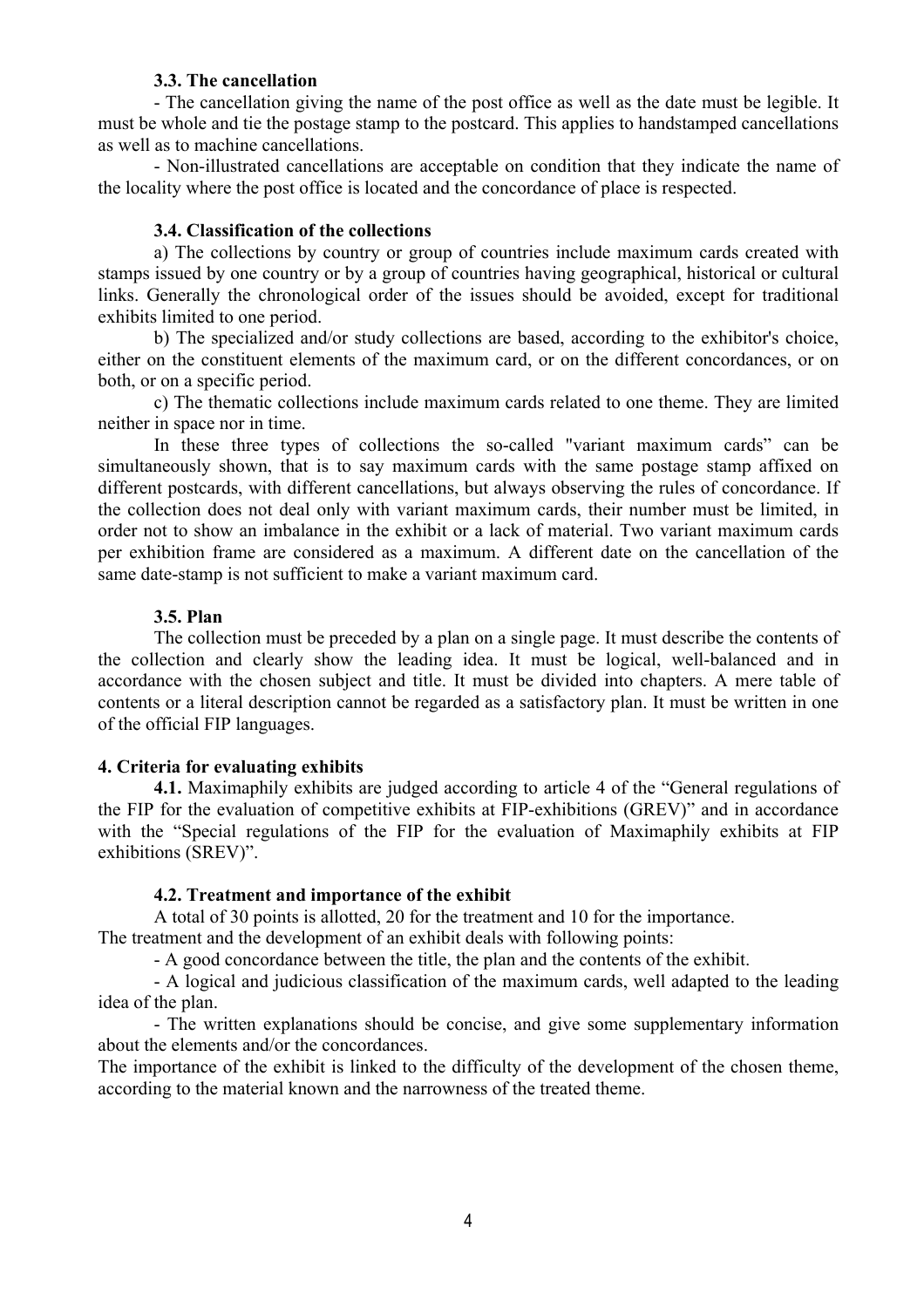### 3.3. The cancellation

- The cancellation giving the name of the post office as well as the date must be legible. It must be whole and tie the postage stamp to the postcard. This applies to handstamped cancellations as well as to machine cancellations.

- Non-illustrated cancellations are acceptable on condition that they indicate the name of the locality where the post office is located and the concordance of place is respected.

### 3.4. Classification of the collections

a) The collections by country or group of countries include maximum cards created with stamps issued by one country or by a group of countries having geographical, historical or cultural links. Generally the chronological order of the issues should be avoided, except for traditional exhibits limited to one period.

b) The specialized and/or study collections are based, according to the exhibitor's choice, either on the constituent elements of the maximum card, or on the different concordances, or on both, or on a specific period.

c) The thematic collections include maximum cards related to one theme. They are limited neither in space nor in time.

In these three types of collections the so-called "variant maximum cards" can be simultaneously shown, that is to say maximum cards with the same postage stamp affixed on different postcards, with different cancellations, but always observing the rules of concordance. If the collection does not deal only with variant maximum cards, their number must be limited, in order not to show an imbalance in the exhibit or a lack of material. Two variant maximum cards per exhibition frame are considered as a maximum. A different date on the cancellation of the same date-stamp is not sufficient to make a variant maximum card.

### 3.5. Plan

The collection must be preceded by a plan on a single page. It must describe the contents of the collection and clearly show the leading idea. It must be logical, well-balanced and in accordance with the chosen subject and title. It must be divided into chapters. A mere table of contents or a literal description cannot be regarded as a satisfactory plan. It must be written in one of the official FIP languages.

## 4. Criteria for evaluating exhibits

**4.1.** Maximaphily exhibits are judged according to article 4 of the “General regulations of the FIP for the evaluation of competitive exhibits at FIP-exhibitions (GREV)” and in accordance with the “Special regulations of the FIP for the evaluation of Maximaphily exhibits at FIP exhibitions (SREV)”.

### 4.2. Treatment and importance of the exhibit

A total of 30 points is allotted, 20 for the treatment and 10 for the importance.

The treatment and the development of an exhibit deals with following points:

- A good concordance between the title, the plan and the contents of the exhibit.

- A logical and judicious classification of the maximum cards, well adapted to the leading idea of the plan.

- The written explanations should be concise, and give some supplementary information about the elements and/or the concordances.

The importance of the exhibit is linked to the difficulty of the development of the chosen theme, according to the material known and the narrowness of the treated theme.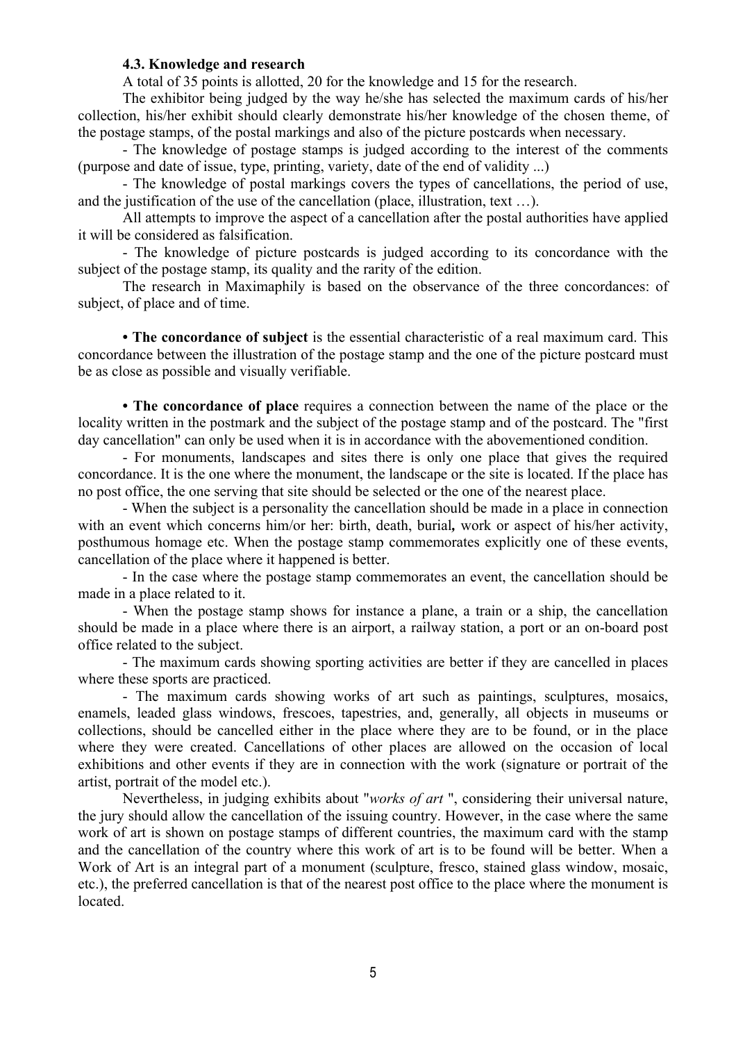### 4.3. Knowledge and research

A total of 35 points is allotted, 20 for the knowledge and 15 for the research.

The exhibitor being judged by the way he/she has selected the maximum cards of his/her collection, his/her exhibit should clearly demonstrate his/her knowledge of the chosen theme, of the postage stamps, of the postal markings and also of the picture postcards when necessary.

- The knowledge of postage stamps is judged according to the interest of the comments (purpose and date of issue, type, printing, variety, date of the end of validity ...)
- The knowledge of postal markings covers the types of cancellations, the period of use, and the justification of the use of the cancellation (place, illustration, text …).

All attempts to improve the aspect of a cancellation after the postal authorities have applied it will be considered as falsification.

- The knowledge of picture postcards is judged according to its concordance with the subject of the postage stamp, its quality and the rarity of the edition.

The research in Maximaphily is based on the observance of the three concordances: of subject, of place and of time.

**• The concordance of subject** is the essential characteristic of a real maximum card. This concordance between the illustration of the postage stamp and the one of the picture postcard must be as close as possible and visually verifiable.

**• The concordance of place** requires a connection between the name of the place or the locality written in the postmark and the subject of the postage stamp and of the postcard. The "first day cancellation" can only be used when it is in accordance with the abovementioned condition.

- For monuments, landscapes and sites there is only one place that gives the required concordance. It is the one where the monument, the landscape or the site is located. If the place has no post office, the one serving that site should be selected or the one of the nearest place.
- When the subject is a personality the cancellation should be made in a place in connection with an event which concerns him/or her: birth, death, burial**,** work or aspect of his/her activity, posthumous homage etc. When the postage stamp commemorates explicitly one of these events, cancellation of the place where it happened is better.
- In the case where the postage stamp commemorates an event, the cancellation should be made in a place related to it.
- When the postage stamp shows for instance a plane, a train or a ship, the cancellation should be made in a place where there is an airport, a railway station, a port or an on-board post office related to the subject.
- The maximum cards showing sporting activities are better if they are cancelled in places where these sports are practiced.
- The maximum cards showing works of art such as paintings, sculptures, mosaics, enamels, leaded glass windows, frescoes, tapestries, and, generally, all objects in museums or collections, should be cancelled either in the place where they are to be found, or in the place where they were created. Cancellations of other places are allowed on the occasion of local exhibitions and other events if they are in connection with the work (signature or portrait of the artist, portrait of the model etc.).

Nevertheless, in judging exhibits about "*works of art* ", considering their universal nature, the jury should allow the cancellation of the issuing country. However, in the case where the same work of art is shown on postage stamps of different countries, the maximum card with the stamp and the cancellation of the country where this work of art is to be found will be better. When a Work of Art is an integral part of a monument (sculpture, fresco, stained glass window, mosaic, etc.), the preferred cancellation is that of the nearest post office to the place where the monument is located.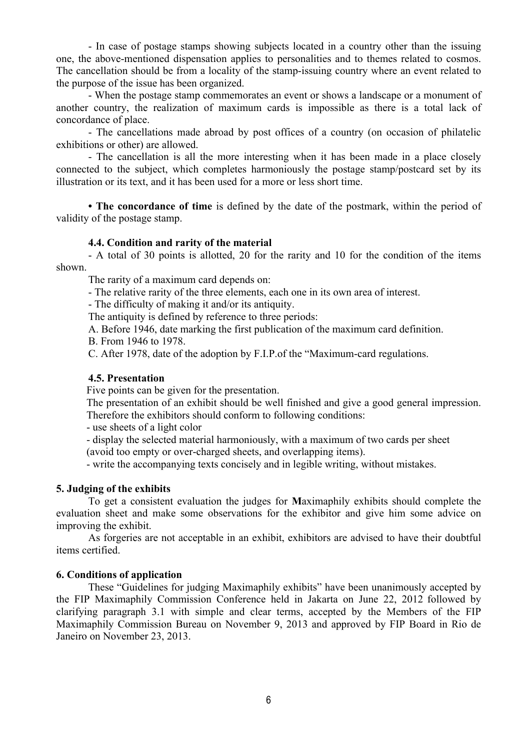- In case of postage stamps showing subjects located in a country other than the issuing one, the above-mentioned dispensation applies to personalities and to themes related to cosmos. The cancellation should be from a locality of the stamp-issuing country where an event related to the purpose of the issue has been organized.

- When the postage stamp commemorates an event or shows a landscape or a monument of another country, the realization of maximum cards is impossible as there is a total lack of concordance of place.

- The cancellations made abroad by post offices of a country (on occasion of philatelic exhibitions or other) are allowed.

- The cancellation is all the more interesting when it has been made in a place closely connected to the subject, which completes harmoniously the postage stamp/postcard set by its illustration or its text, and it has been used for a more or less short time.

• **The concordance of time** is defined by the date of the postmark, within the period of validity of the postage stamp.

#### 4.4. Condition and rarity of the material

- A total of 30 points is allotted, 20 for the rarity and 10 for the condition of the items shown.

The rarity of a maximum card depends on:

- The relative rarity of the three elements, each one in its own area of interest.
- The difficulty of making it and/or its antiquity.

The antiquity is defined by reference to three periods:

A. Before 1946, date marking the first publication of the maximum card definition.
B. From 1946 to 1978.
C. After 1978, date of the adoption by F.I.P.of the "Maximum-card regulations.

#### 4.5. Presentation

Five points can be given for the presentation.

The presentation of an exhibit should be well finished and give a good general impression. Therefore the exhibitors should conform to following conditions:

- use sheets of a light color
- display the selected material harmoniously, with a maximum of two cards per sheet (avoid too empty or over-charged sheets, and overlapping items).
- write the accompanying texts concisely and in legible writing, without mistakes.

### 5. Judging of the exhibits

To get a consistent evaluation the judges for **M**aximaphily exhibits should complete the evaluation sheet and make some observations for the exhibitor and give him some advice on improving the exhibit.

As forgeries are not acceptable in an exhibit, exhibitors are advised to have their doubtful items certified.

### 6. Conditions of application

These "Guidelines for judging Maximaphily exhibits" have been unanimously accepted by the FIP Maximaphily Commission Conference held in Jakarta on June 22, 2012 followed by clarifying paragraph 3.1 with simple and clear terms, accepted by the Members of the FIP Maximaphily Commission Bureau on November 9, 2013 and approved by FIP Board in Rio de Janeiro on November 23, 2013.